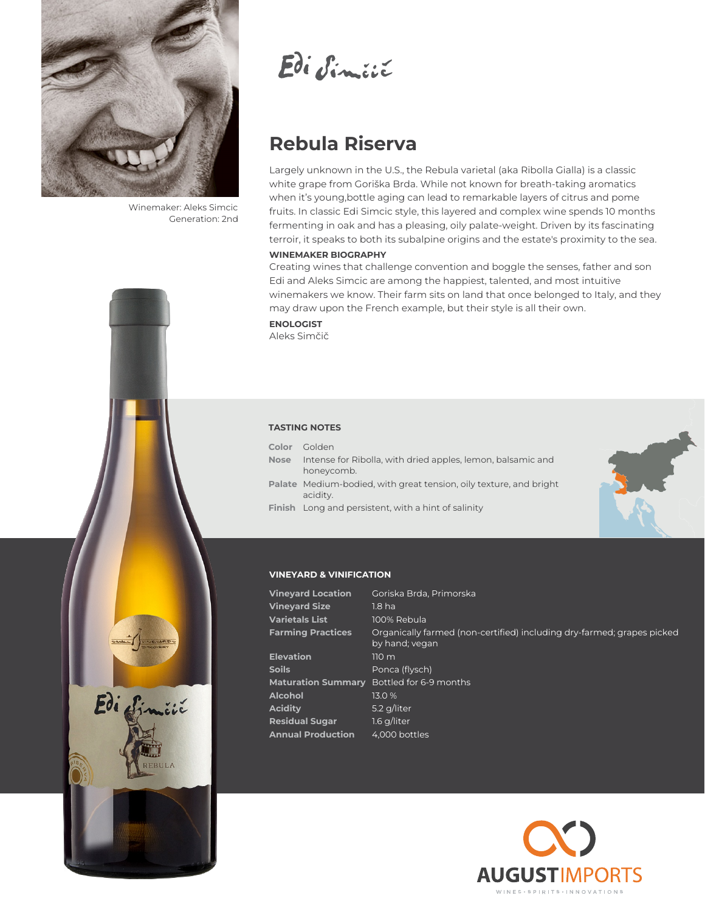Winemaker: Aleks Simcic
Generation: 2nd

Edi Simčič

## Rebula Riserva

Largely unknown in the U.S., the Rebula varietal (aka Ribolla Gialla) is a classic white grape from Goriška Brda. While not known for breath-taking aromatics when it's young,bottle aging can lead to remarkable layers of citrus and pome fruits. In classic Edi Simcic style, this layered and complex wine spends 10 months fermenting in oak and has a pleasing, oily palate-weight. Driven by its fascinating terroir, it speaks to both its subalpine origins and the estate's proximity to the sea.

**WINEMAKER BIOGRAPHY**

Creating wines that challenge convention and boggle the senses, father and son Edi and Aleks Simcic are among the happiest, talented, and most intuitive winemakers we know. Their farm sits on land that once belonged to Italy, and they may draw upon the French example, but their style is all their own.

**ENOLOGIST**

Aleks Simčič

### TASTING NOTES

| | |
|---|---|
| **Color** | Golden |
| **Nose** | Intense for Ribolla, with dried apples, lemon, balsamic and honeycomb. |
| **Palate** | Medium-bodied, with great tension, oily texture, and bright acidity. |
| **Finish** | Long and persistent, with a hint of salinity |

### VINEYARD & VINIFICATION

| | |
|---|---|
| **Vineyard Location** | Goriska Brda, Primorska |
| **Vineyard Size** | 1.8 ha |
| **Varietals List** | 100% Rebula |
| **Farming Practices** | Organically farmed (non-certified) including dry-farmed; grapes picked by hand; vegan |
| **Elevation** | 110 m |
| **Soils** | Ponca (flysch) |
| **Maturation Summary** | Bottled for 6-9 months |
| **Alcohol** | 13.0 % |
| **Acidity** | 5.2 g/liter |
| **Residual Sugar** | 1.6 g/liter |
| **Annual Production** | 4,000 bottles |

AUGUST IMPORTS
WINES • SPIRITS • INNOVATIONS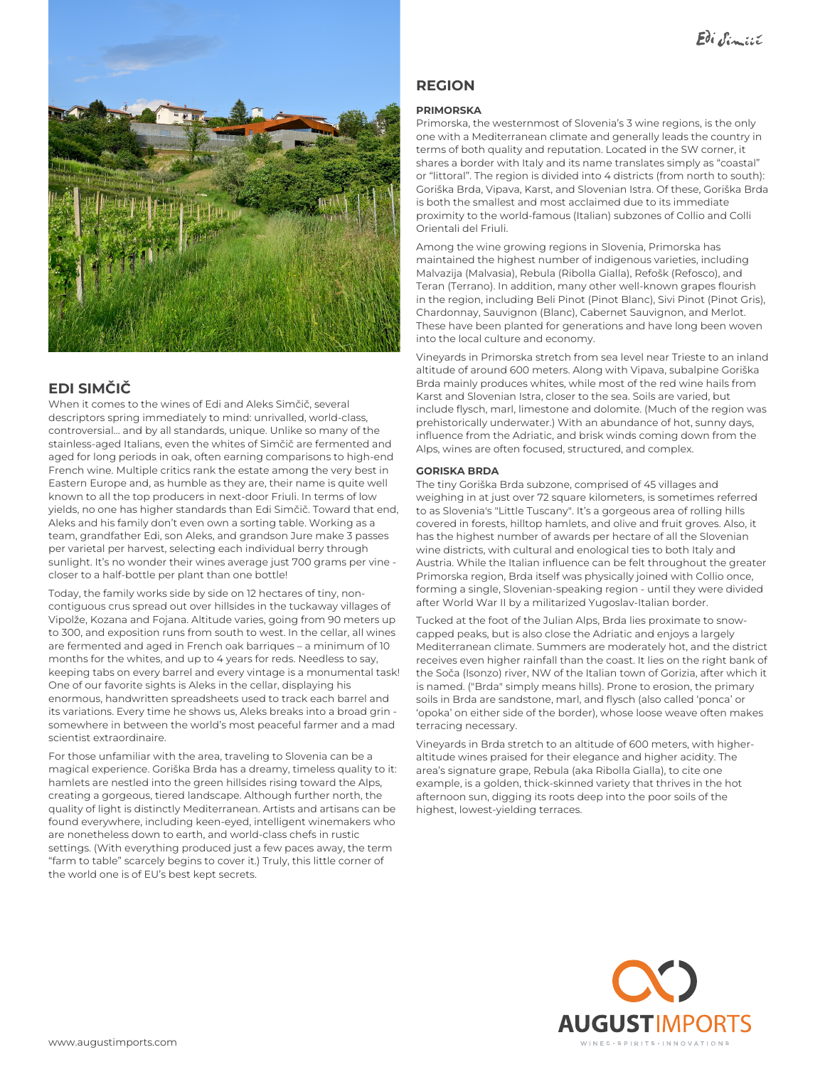## EDI SIMČIČ

When it comes to the wines of Edi and Aleks Simčič, several descriptors spring immediately to mind: unrivalled, world-class, controversial... and by all standards, unique. Unlike so many of the stainless-aged Italians, even the whites of Simčič are fermented and aged for long periods in oak, often earning comparisons to high-end French wine. Multiple critics rank the estate among the very best in Eastern Europe and, as humble as they are, their name is quite well known to all the top producers in next-door Friuli. In terms of low yields, no one has higher standards than Edi Simčič. Toward that end, Aleks and his family don't even own a sorting table. Working as a team, grandfather Edi, son Aleks, and grandson Jure make 3 passes per varietal per harvest, selecting each individual berry through sunlight. It's no wonder their wines average just 700 grams per vine - closer to a half-bottle per plant than one bottle!

Today, the family works side by side on 12 hectares of tiny, non-contiguous crus spread out over hillsides in the tuckaway villages of Vipolže, Kozana and Fojana. Altitude varies, going from 90 meters up to 300, and exposition runs from south to west. In the cellar, all wines are fermented and aged in French oak barriques – a minimum of 10 months for the whites, and up to 4 years for reds. Needless to say, keeping tabs on every barrel and every vintage is a monumental task! One of our favorite sights is Aleks in the cellar, displaying his enormous, handwritten spreadsheets used to track each barrel and its variations. Every time he shows us, Aleks breaks into a broad grin - somewhere in between the world's most peaceful farmer and a mad scientist extraordinaire.

For those unfamiliar with the area, traveling to Slovenia can be a magical experience. Goriška Brda has a dreamy, timeless quality to it: hamlets are nestled into the green hillsides rising toward the Alps, creating a gorgeous, tiered landscape. Although further north, the quality of light is distinctly Mediterranean. Artists and artisans can be found everywhere, including keen-eyed, intelligent winemakers who are nonetheless down to earth, and world-class chefs in rustic settings. (With everything produced just a few paces away, the term "farm to table" scarcely begins to cover it.) Truly, this little corner of the world one is of EU's best kept secrets.

## REGION

### PRIMORSKA

Primorska, the westernmost of Slovenia's 3 wine regions, is the only one with a Mediterranean climate and generally leads the country in terms of both quality and reputation. Located in the SW corner, it shares a border with Italy and its name translates simply as "coastal" or "littoral". The region is divided into 4 districts (from north to south): Goriška Brda, Vipava, Karst, and Slovenian Istra. Of these, Goriška Brda is both the smallest and most acclaimed due to its immediate proximity to the world-famous (Italian) subzones of Collio and Colli Orientali del Friuli.

Among the wine growing regions in Slovenia, Primorska has maintained the highest number of indigenous varieties, including Malvazija (Malvasia), Rebula (Ribolla Gialla), Refošk (Refosco), and Teran (Terrano). In addition, many other well-known grapes flourish in the region, including Beli Pinot (Pinot Blanc), Sivi Pinot (Pinot Gris), Chardonnay, Sauvignon (Blanc), Cabernet Sauvignon, and Merlot. These have been planted for generations and have long been woven into the local culture and economy.

Vineyards in Primorska stretch from sea level near Trieste to an inland altitude of around 600 meters. Along with Vipava, subalpine Goriška Brda mainly produces whites, while most of the red wine hails from Karst and Slovenian Istra, closer to the sea. Soils are varied, but include flysch, marl, limestone and dolomite. (Much of the region was prehistorically underwater.) With an abundance of hot, sunny days, influence from the Adriatic, and brisk winds coming down from the Alps, wines are often focused, structured, and complex.

### GORISKA BRDA

The tiny Goriška Brda subzone, comprised of 45 villages and weighing in at just over 72 square kilometers, is sometimes referred to as Slovenia's "Little Tuscany". It's a gorgeous area of rolling hills covered in forests, hilltop hamlets, and olive and fruit groves. Also, it has the highest number of awards per hectare of all the Slovenian wine districts, with cultural and enological ties to both Italy and Austria. While the Italian influence can be felt throughout the greater Primorska region, Brda itself was physically joined with Collio once, forming a single, Slovenian-speaking region - until they were divided after World War II by a militarized Yugoslav-Italian border.

Tucked at the foot of the Julian Alps, Brda lies proximate to snow-capped peaks, but is also close the Adriatic and enjoys a largely Mediterranean climate. Summers are moderately hot, and the district receives even higher rainfall than the coast. It lies on the right bank of the Soča (Isonzo) river, NW of the Italian town of Gorizia, after which it is named. ("Brda" simply means hills). Prone to erosion, the primary soils in Brda are sandstone, marl, and flysch (also called 'ponca' or 'opoka' on either side of the border), whose loose weave often makes terracing necessary.

Vineyards in Brda stretch to an altitude of 600 meters, with higher-altitude wines praised for their elegance and higher acidity. The area's signature grape, Rebula (aka Ribolla Gialla), to cite one example, is a golden, thick-skinned variety that thrives in the hot afternoon sun, digging its roots deep into the poor soils of the highest, lowest-yielding terraces.